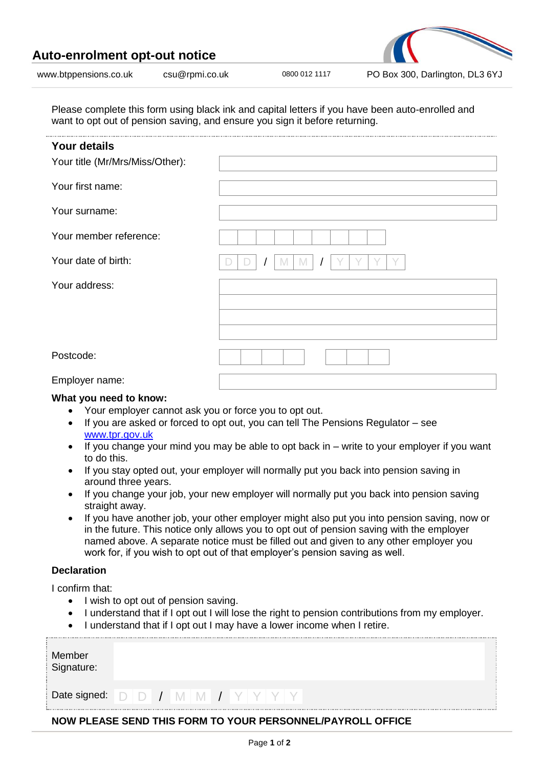# Auto-enrolment opt-out notice

www.btppensions.co.uk csu@rpmi.co.uk 0800 012 1117 PO Box 300, Darlington, DL3 6YJ

Please complete this form using black ink and capital letters if you have been auto-enrolled and want to opt out of pension saving, and ensure you sign it before returning.

## Your details

| | |
|---|---|
| Your title (Mr/Mrs/Miss/Other): | |
| Your first name: | |
| Your surname: | |
| Your member reference: | |
| Your date of birth: | D D / M M / Y Y Y Y |
| Your address: | |
| Postcode: | |
| Employer name: | |

**What you need to know:**

- Your employer cannot ask you or force you to opt out.
- If you are asked or forced to opt out, you can tell The Pensions Regulator – see www.tpr.gov.uk
- If you change your mind you may be able to opt back in – write to your employer if you want to do this.
- If you stay opted out, your employer will normally put you back into pension saving in around three years.
- If you change your job, your new employer will normally put you back into pension saving straight away.
- If you have another job, your other employer might also put you into pension saving, now or in the future. This notice only allows you to opt out of pension saving with the employer named above. A separate notice must be filled out and given to any other employer you work for, if you wish to opt out of that employer's pension saving as well.

**Declaration**

I confirm that:

- I wish to opt out of pension saving.
- I understand that if I opt out I will lose the right to pension contributions from my employer.
- I understand that if I opt out I may have a lower income when I retire.

| | |
|---|---|
| Member Signature: | |
| Date signed: | D D / M M / Y Y Y Y |

**NOW PLEASE SEND THIS FORM TO YOUR PERSONNEL/PAYROLL OFFICE**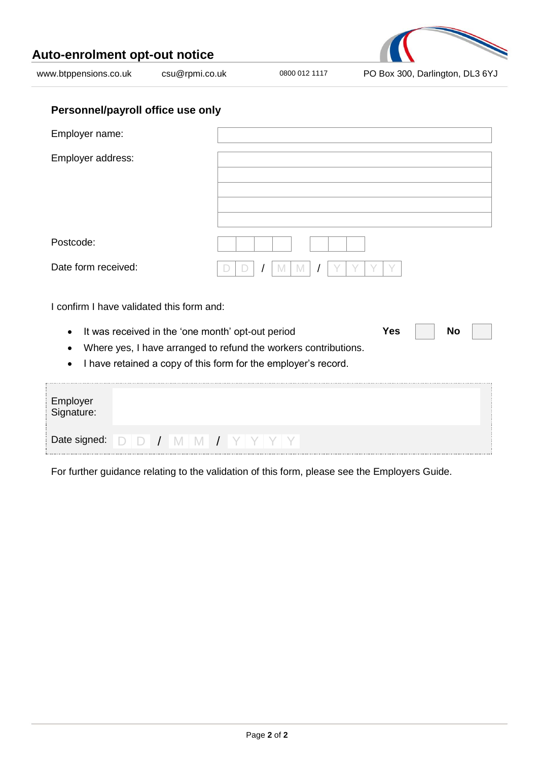# Auto-enrolment opt-out notice

www.btppensions.co.uk csu@rpmi.co.uk 0800 012 1117 PO Box 300, Darlington, DL3 6YJ

## Personnel/payroll office use only

Employer name:

Employer address:

Postcode:

Date form received: D D / M M / Y Y Y Y

I confirm I have validated this form and:

- It was received in the 'one month' opt-out period **Yes** ☐ **No** ☐
- Where yes, I have arranged to refund the workers contributions.
- I have retained a copy of this form for the employer's record.

Employer Signature:

Date signed: D D / M M / Y Y Y Y

For further guidance relating to the validation of this form, please see the Employers Guide.